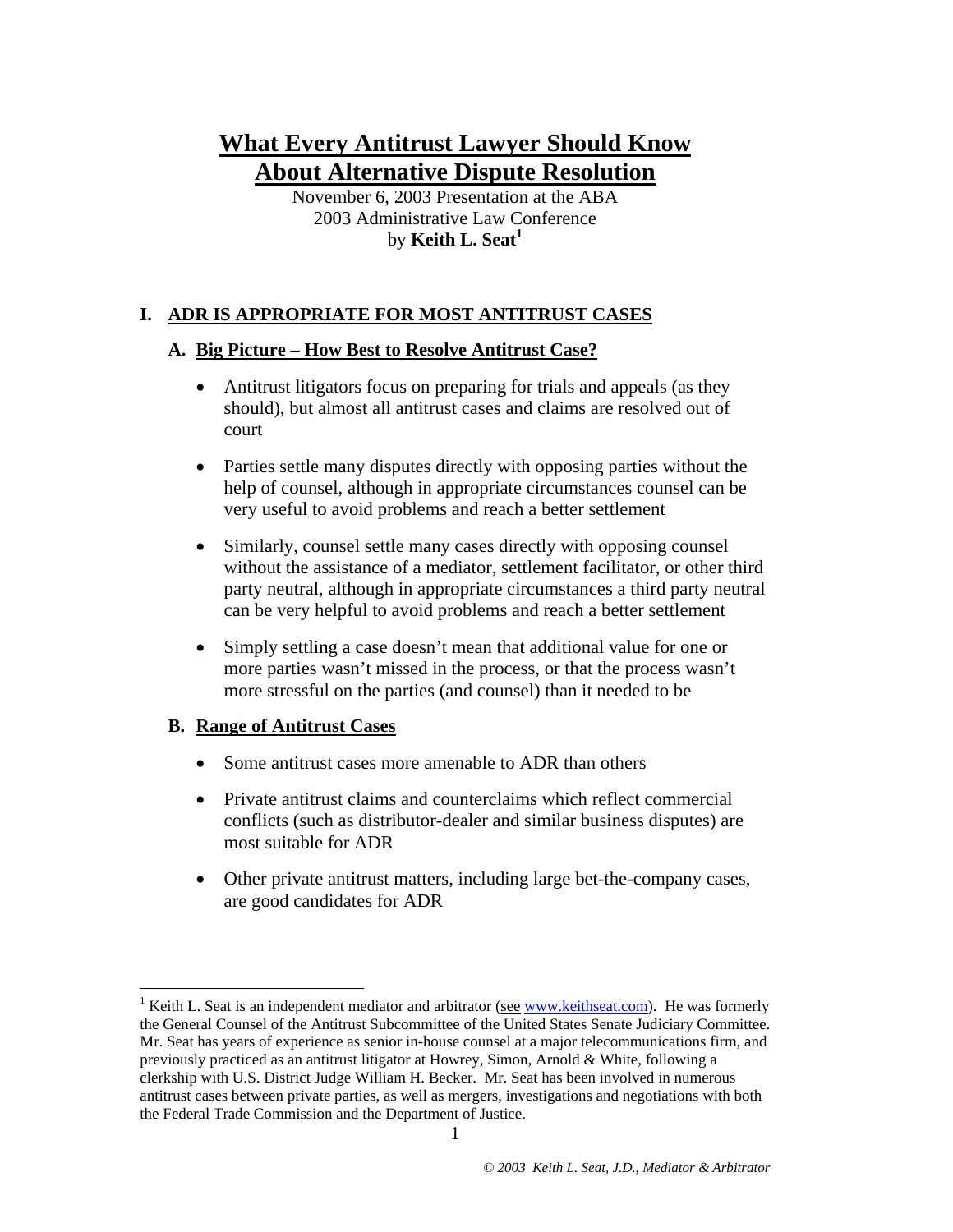# What Every Antitrust Lawyer Should Know About Alternative Dispute Resolution

November 6, 2003 Presentation at the ABA
2003 Administrative Law Conference
by **Keith L. Seat**[1]

## I. ADR IS APPROPRIATE FOR MOST ANTITRUST CASES

### A. Big Picture – How Best to Resolve Antitrust Case?

- Antitrust litigators focus on preparing for trials and appeals (as they should), but almost all antitrust cases and claims are resolved out of court
- Parties settle many disputes directly with opposing parties without the help of counsel, although in appropriate circumstances counsel can be very useful to avoid problems and reach a better settlement
- Similarly, counsel settle many cases directly with opposing counsel without the assistance of a mediator, settlement facilitator, or other third party neutral, although in appropriate circumstances a third party neutral can be very helpful to avoid problems and reach a better settlement
- Simply settling a case doesn't mean that additional value for one or more parties wasn't missed in the process, or that the process wasn't more stressful on the parties (and counsel) than it needed to be

### B. Range of Antitrust Cases

- Some antitrust cases more amenable to ADR than others
- Private antitrust claims and counterclaims which reflect commercial conflicts (such as distributor-dealer and similar business disputes) are most suitable for ADR
- Other private antitrust matters, including large bet-the-company cases, are good candidates for ADR

---

[1] Keith L. Seat is an independent mediator and arbitrator (see www.keithseat.com). He was formerly the General Counsel of the Antitrust Subcommittee of the United States Senate Judiciary Committee. Mr. Seat has years of experience as senior in-house counsel at a major telecommunications firm, and previously practiced as an antitrust litigator at Howrey, Simon, Arnold & White, following a clerkship with U.S. District Judge William H. Becker. Mr. Seat has been involved in numerous antitrust cases between private parties, as well as mergers, investigations and negotiations with both the Federal Trade Commission and the Department of Justice.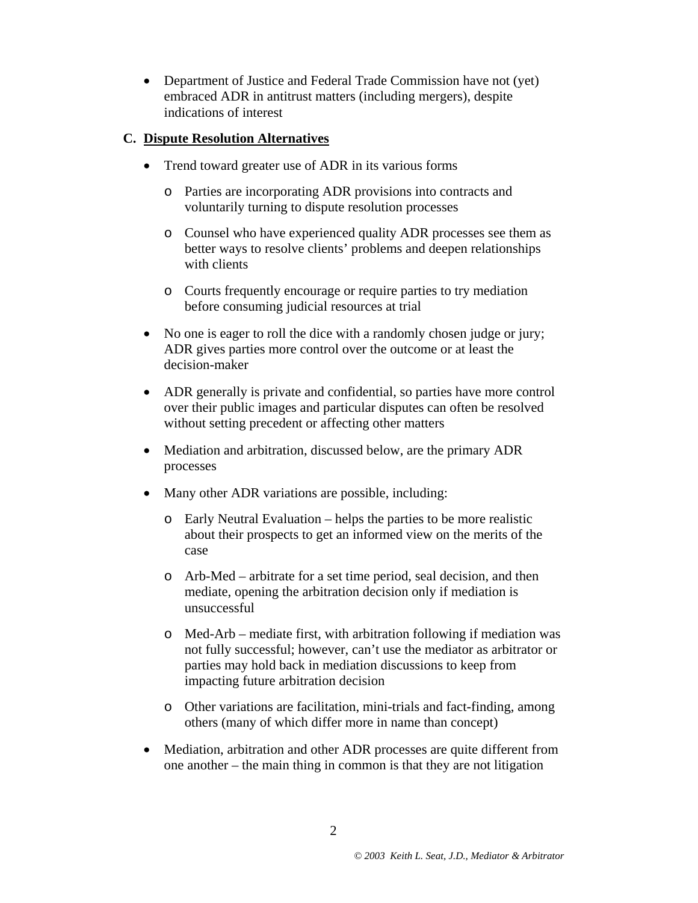- Department of Justice and Federal Trade Commission have not (yet) embraced ADR in antitrust matters (including mergers), despite indications of interest

### C. <u>Dispute Resolution Alternatives</u>

- Trend toward greater use of ADR in its various forms
  - Parties are incorporating ADR provisions into contracts and voluntarily turning to dispute resolution processes
  - Counsel who have experienced quality ADR processes see them as better ways to resolve clients' problems and deepen relationships with clients
  - Courts frequently encourage or require parties to try mediation before consuming judicial resources at trial
- No one is eager to roll the dice with a randomly chosen judge or jury; ADR gives parties more control over the outcome or at least the decision-maker
- ADR generally is private and confidential, so parties have more control over their public images and particular disputes can often be resolved without setting precedent or affecting other matters
- Mediation and arbitration, discussed below, are the primary ADR processes
- Many other ADR variations are possible, including:
  - Early Neutral Evaluation – helps the parties to be more realistic about their prospects to get an informed view on the merits of the case
  - Arb-Med – arbitrate for a set time period, seal decision, and then mediate, opening the arbitration decision only if mediation is unsuccessful
  - Med-Arb – mediate first, with arbitration following if mediation was not fully successful; however, can't use the mediator as arbitrator or parties may hold back in mediation discussions to keep from impacting future arbitration decision
  - Other variations are facilitation, mini-trials and fact-finding, among others (many of which differ more in name than concept)
- Mediation, arbitration and other ADR processes are quite different from one another – the main thing in common is that they are not litigation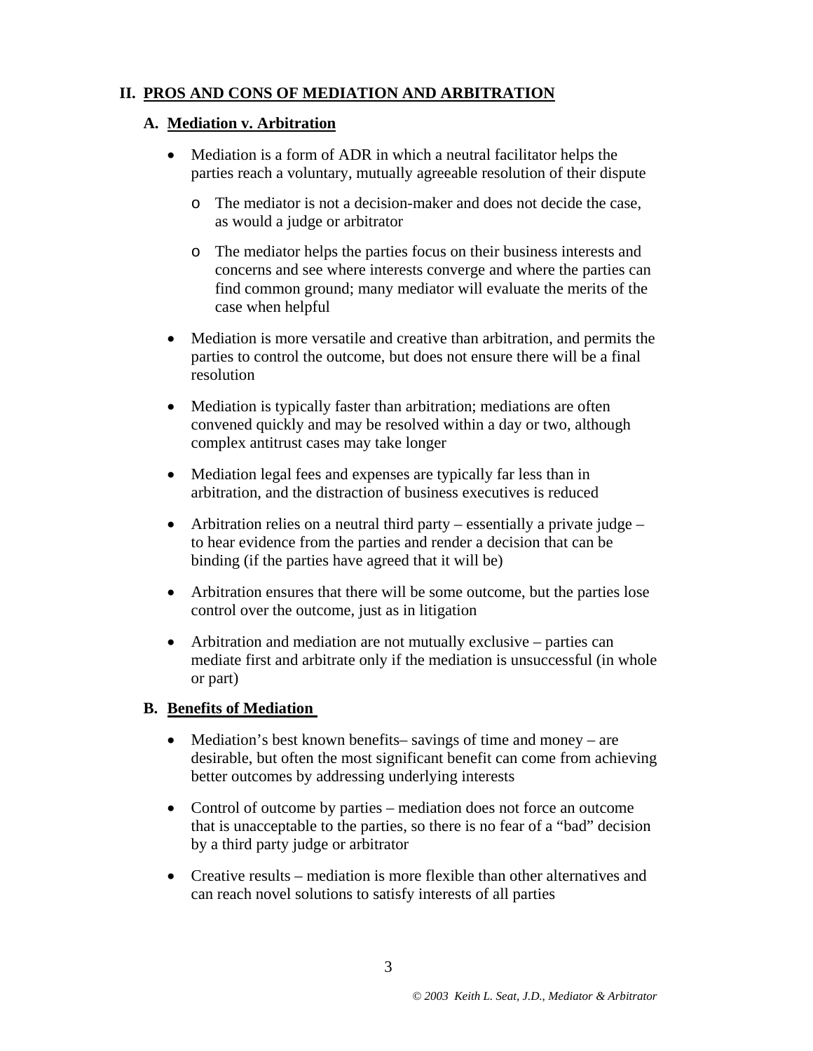## II. PROS AND CONS OF MEDIATION AND ARBITRATION

### A. Mediation v. Arbitration

- Mediation is a form of ADR in which a neutral facilitator helps the parties reach a voluntary, mutually agreeable resolution of their dispute
    - The mediator is not a decision-maker and does not decide the case, as would a judge or arbitrator
    - The mediator helps the parties focus on their business interests and concerns and see where interests converge and where the parties can find common ground; many mediator will evaluate the merits of the case when helpful
- Mediation is more versatile and creative than arbitration, and permits the parties to control the outcome, but does not ensure there will be a final resolution
- Mediation is typically faster than arbitration; mediations are often convened quickly and may be resolved within a day or two, although complex antitrust cases may take longer
- Mediation legal fees and expenses are typically far less than in arbitration, and the distraction of business executives is reduced
- Arbitration relies on a neutral third party – essentially a private judge – to hear evidence from the parties and render a decision that can be binding (if the parties have agreed that it will be)
- Arbitration ensures that there will be some outcome, but the parties lose control over the outcome, just as in litigation
- Arbitration and mediation are not mutually exclusive – parties can mediate first and arbitrate only if the mediation is unsuccessful (in whole or part)

### B. Benefits of Mediation

- Mediation's best known benefits– savings of time and money – are desirable, but often the most significant benefit can come from achieving better outcomes by addressing underlying interests
- Control of outcome by parties – mediation does not force an outcome that is unacceptable to the parties, so there is no fear of a "bad" decision by a third party judge or arbitrator
- Creative results – mediation is more flexible than other alternatives and can reach novel solutions to satisfy interests of all parties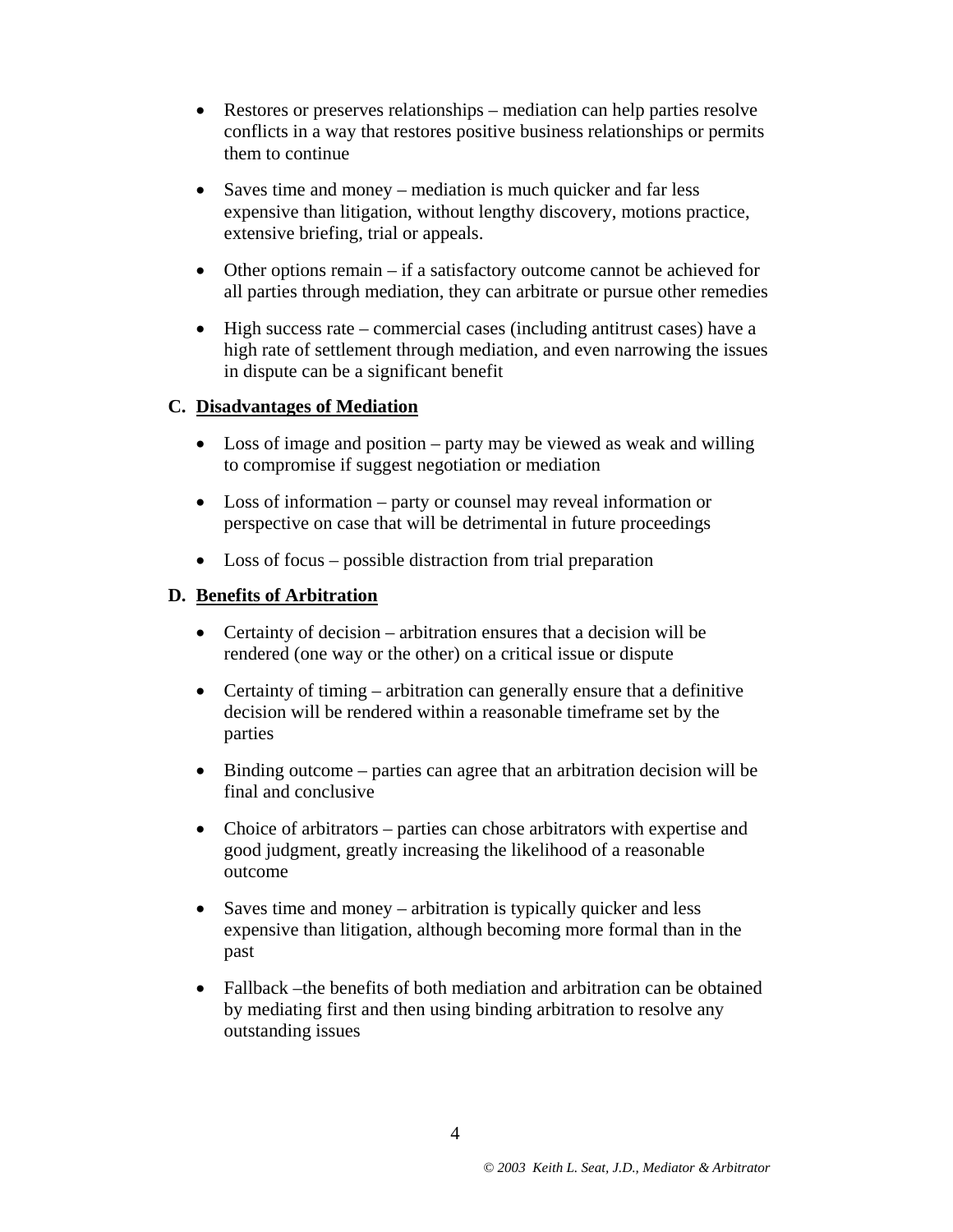- Restores or preserves relationships – mediation can help parties resolve conflicts in a way that restores positive business relationships or permits them to continue

- Saves time and money – mediation is much quicker and far less expensive than litigation, without lengthy discovery, motions practice, extensive briefing, trial or appeals.

- Other options remain – if a satisfactory outcome cannot be achieved for all parties through mediation, they can arbitrate or pursue other remedies

- High success rate – commercial cases (including antitrust cases) have a high rate of settlement through mediation, and even narrowing the issues in dispute can be a significant benefit

### C. <u>Disadvantages of Mediation</u>

- Loss of image and position – party may be viewed as weak and willing to compromise if suggest negotiation or mediation

- Loss of information – party or counsel may reveal information or perspective on case that will be detrimental in future proceedings

- Loss of focus – possible distraction from trial preparation

### D. <u>Benefits of Arbitration</u>

- Certainty of decision – arbitration ensures that a decision will be rendered (one way or the other) on a critical issue or dispute

- Certainty of timing – arbitration can generally ensure that a definitive decision will be rendered within a reasonable timeframe set by the parties

- Binding outcome – parties can agree that an arbitration decision will be final and conclusive

- Choice of arbitrators – parties can chose arbitrators with expertise and good judgment, greatly increasing the likelihood of a reasonable outcome

- Saves time and money – arbitration is typically quicker and less expensive than litigation, although becoming more formal than in the past

- Fallback –the benefits of both mediation and arbitration can be obtained by mediating first and then using binding arbitration to resolve any outstanding issues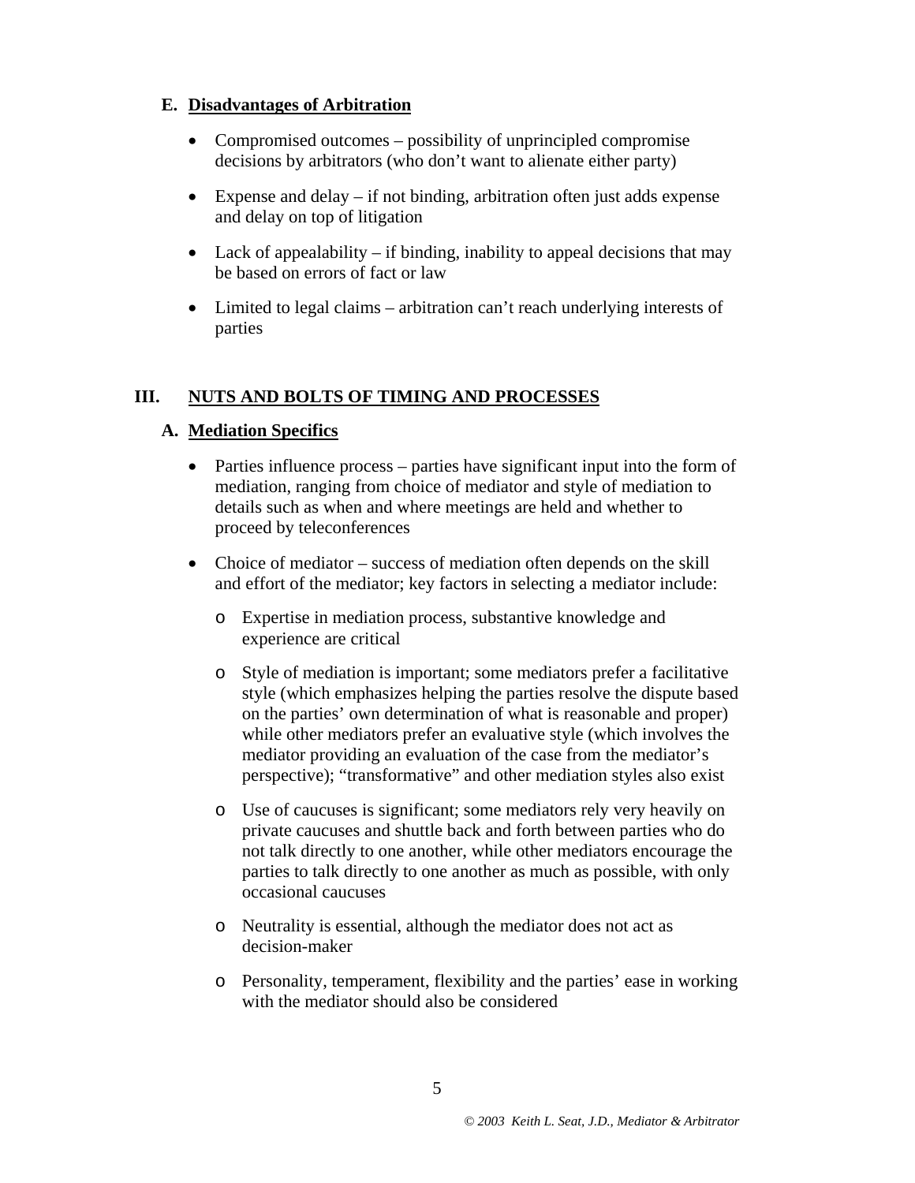### E. <u>Disadvantages of Arbitration</u>

- Compromised outcomes – possibility of unprincipled compromise decisions by arbitrators (who don't want to alienate either party)

- Expense and delay – if not binding, arbitration often just adds expense and delay on top of litigation

- Lack of appealability – if binding, inability to appeal decisions that may be based on errors of fact or law

- Limited to legal claims – arbitration can't reach underlying interests of parties

## III. <u>NUTS AND BOLTS OF TIMING AND PROCESSES</u>

### A. <u>Mediation Specifics</u>

- Parties influence process – parties have significant input into the form of mediation, ranging from choice of mediator and style of mediation to details such as when and where meetings are held and whether to proceed by teleconferences

- Choice of mediator – success of mediation often depends on the skill and effort of the mediator; key factors in selecting a mediator include:

  - Expertise in mediation process, substantive knowledge and experience are critical

  - Style of mediation is important; some mediators prefer a facilitative style (which emphasizes helping the parties resolve the dispute based on the parties' own determination of what is reasonable and proper) while other mediators prefer an evaluative style (which involves the mediator providing an evaluation of the case from the mediator's perspective); "transformative" and other mediation styles also exist

  - Use of caucuses is significant; some mediators rely very heavily on private caucuses and shuttle back and forth between parties who do not talk directly to one another, while other mediators encourage the parties to talk directly to one another as much as possible, with only occasional caucuses

  - Neutrality is essential, although the mediator does not act as decision-maker

  - Personality, temperament, flexibility and the parties' ease in working with the mediator should also be considered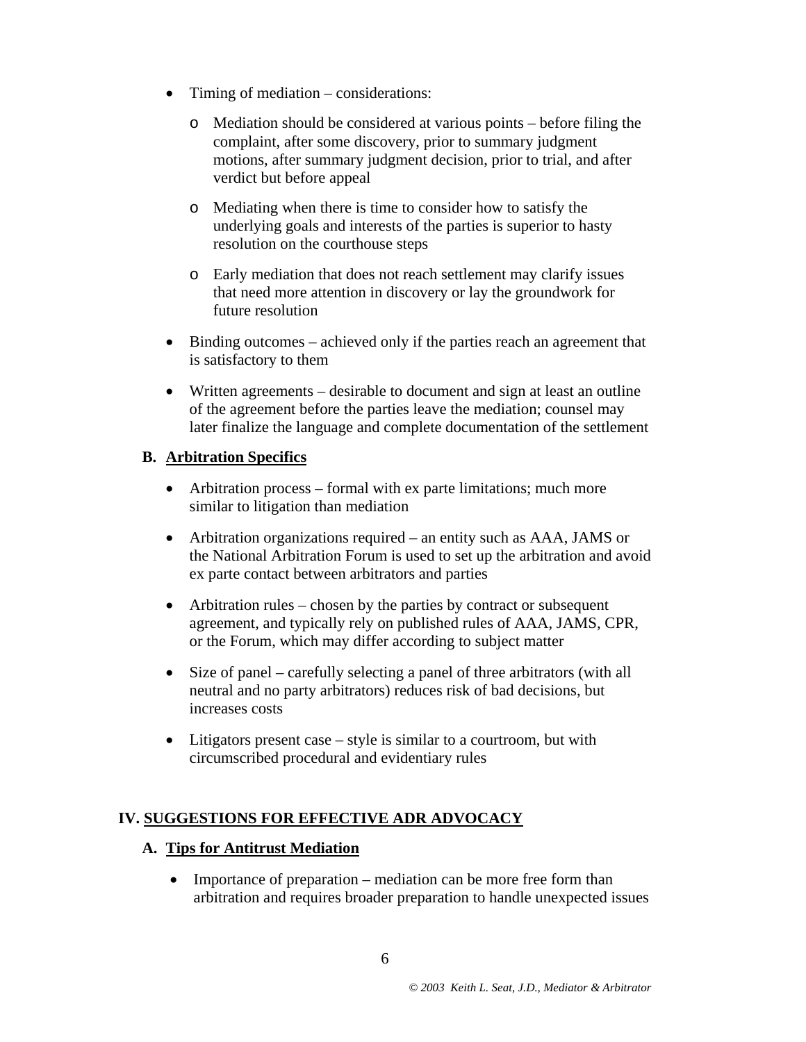- Timing of mediation – considerations:
  - Mediation should be considered at various points – before filing the complaint, after some discovery, prior to summary judgment motions, after summary judgment decision, prior to trial, and after verdict but before appeal
  - Mediating when there is time to consider how to satisfy the underlying goals and interests of the parties is superior to hasty resolution on the courthouse steps
  - Early mediation that does not reach settlement may clarify issues that need more attention in discovery or lay the groundwork for future resolution
- Binding outcomes – achieved only if the parties reach an agreement that is satisfactory to them
- Written agreements – desirable to document and sign at least an outline of the agreement before the parties leave the mediation; counsel may later finalize the language and complete documentation of the settlement

### B. Arbitration Specifics

- Arbitration process – formal with ex parte limitations; much more similar to litigation than mediation
- Arbitration organizations required – an entity such as AAA, JAMS or the National Arbitration Forum is used to set up the arbitration and avoid ex parte contact between arbitrators and parties
- Arbitration rules – chosen by the parties by contract or subsequent agreement, and typically rely on published rules of AAA, JAMS, CPR, or the Forum, which may differ according to subject matter
- Size of panel – carefully selecting a panel of three arbitrators (with all neutral and no party arbitrators) reduces risk of bad decisions, but increases costs
- Litigators present case – style is similar to a courtroom, but with circumscribed procedural and evidentiary rules

## IV. SUGGESTIONS FOR EFFECTIVE ADR ADVOCACY

### A. Tips for Antitrust Mediation

- Importance of preparation – mediation can be more free form than arbitration and requires broader preparation to handle unexpected issues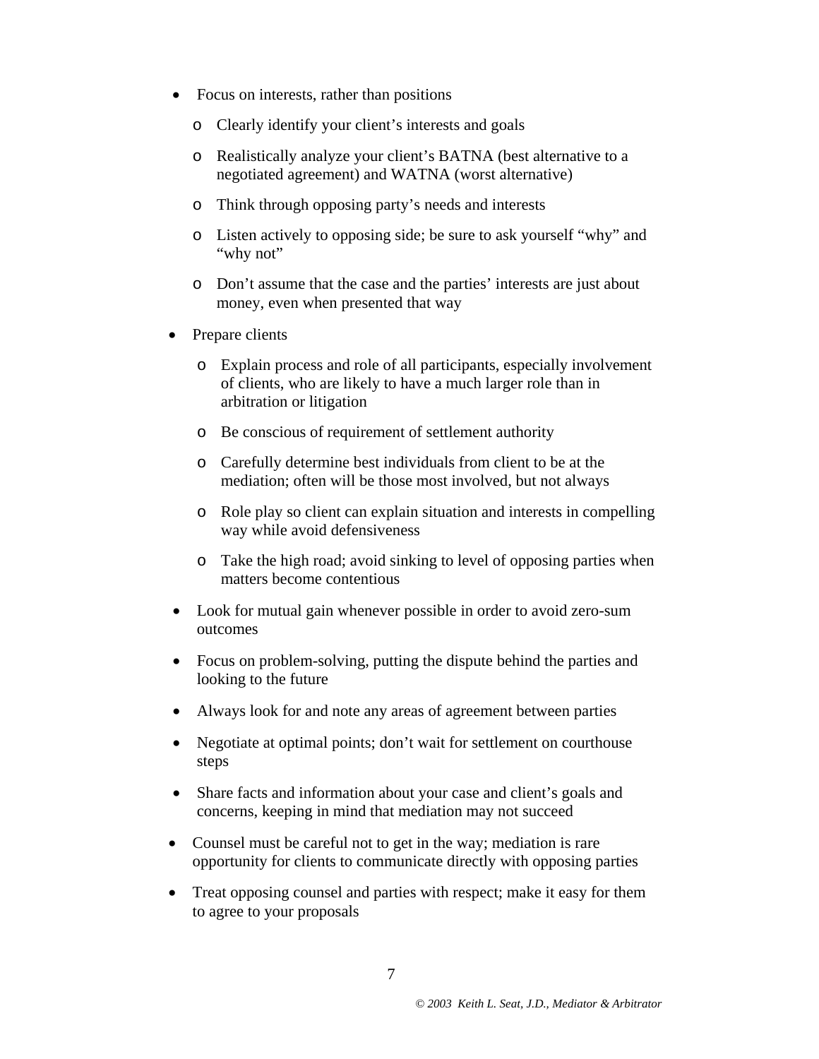- Focus on interests, rather than positions
    - Clearly identify your client's interests and goals
    - Realistically analyze your client's BATNA (best alternative to a negotiated agreement) and WATNA (worst alternative)
    - Think through opposing party's needs and interests
    - Listen actively to opposing side; be sure to ask yourself "why" and "why not"
    - Don't assume that the case and the parties' interests are just about money, even when presented that way
- Prepare clients
    - Explain process and role of all participants, especially involvement of clients, who are likely to have a much larger role than in arbitration or litigation
    - Be conscious of requirement of settlement authority
    - Carefully determine best individuals from client to be at the mediation; often will be those most involved, but not always
    - Role play so client can explain situation and interests in compelling way while avoid defensiveness
    - Take the high road; avoid sinking to level of opposing parties when matters become contentious
- Look for mutual gain whenever possible in order to avoid zero-sum outcomes
- Focus on problem-solving, putting the dispute behind the parties and looking to the future
- Always look for and note any areas of agreement between parties
- Negotiate at optimal points; don't wait for settlement on courthouse steps
- Share facts and information about your case and client's goals and concerns, keeping in mind that mediation may not succeed
- Counsel must be careful not to get in the way; mediation is rare opportunity for clients to communicate directly with opposing parties
- Treat opposing counsel and parties with respect; make it easy for them to agree to your proposals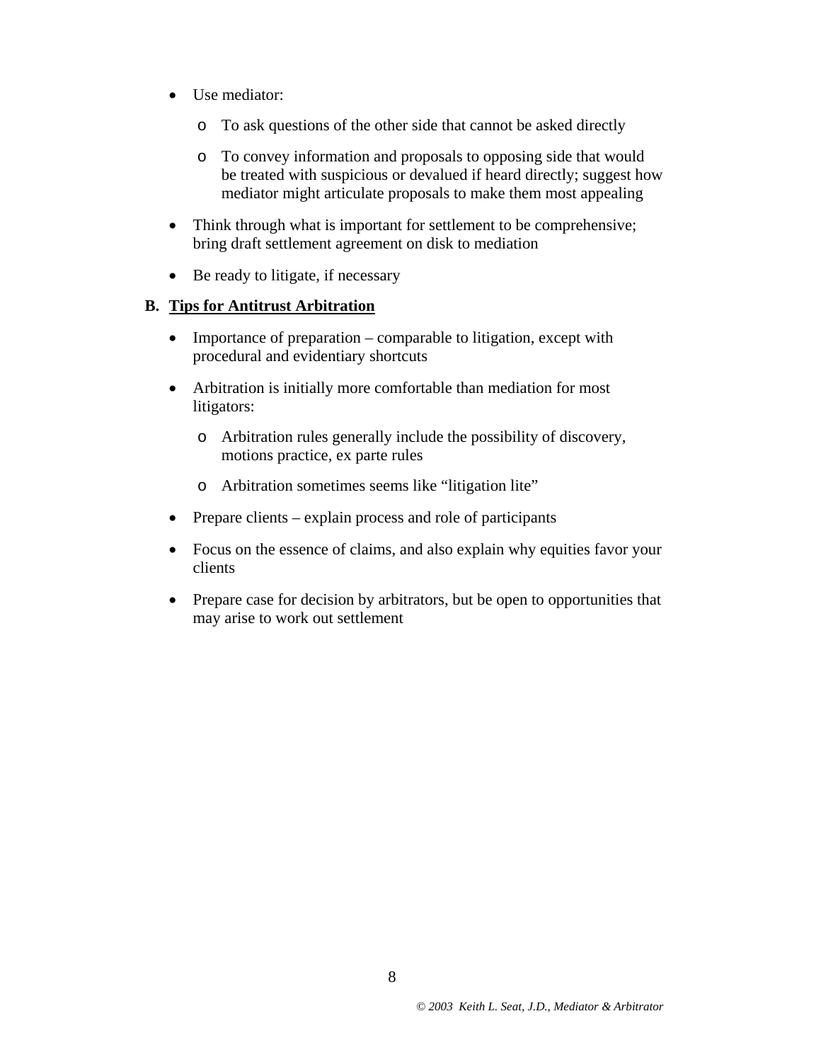- Use mediator:
  - To ask questions of the other side that cannot be asked directly
  - To convey information and proposals to opposing side that would be treated with suspicious or devalued if heard directly; suggest how mediator might articulate proposals to make them most appealing
- Think through what is important for settlement to be comprehensive; bring draft settlement agreement on disk to mediation
- Be ready to litigate, if necessary

**B. <u>Tips for Antitrust Arbitration</u>**

- Importance of preparation – comparable to litigation, except with procedural and evidentiary shortcuts
- Arbitration is initially more comfortable than mediation for most litigators:
  - Arbitration rules generally include the possibility of discovery, motions practice, ex parte rules
  - Arbitration sometimes seems like "litigation lite"
- Prepare clients – explain process and role of participants
- Focus on the essence of claims, and also explain why equities favor your clients
- Prepare case for decision by arbitrators, but be open to opportunities that may arise to work out settlement